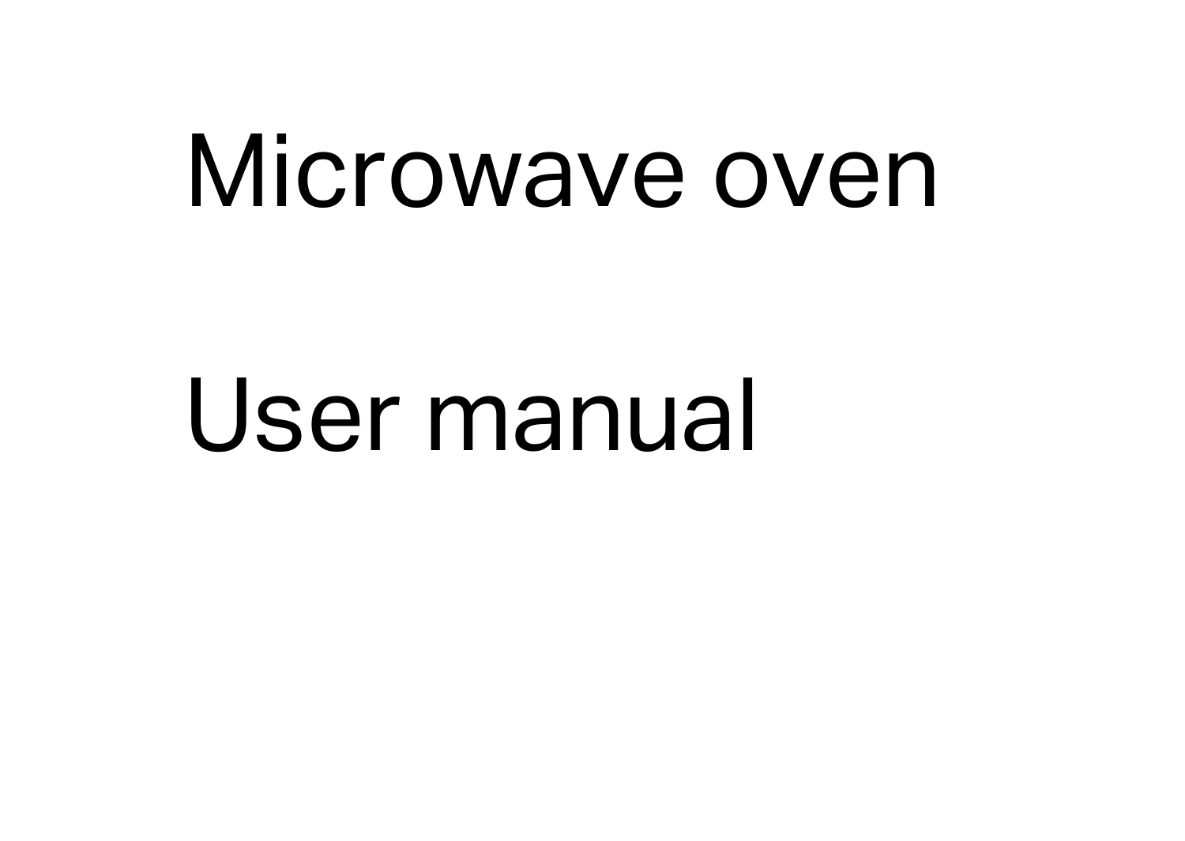# Microwave oven

# User manual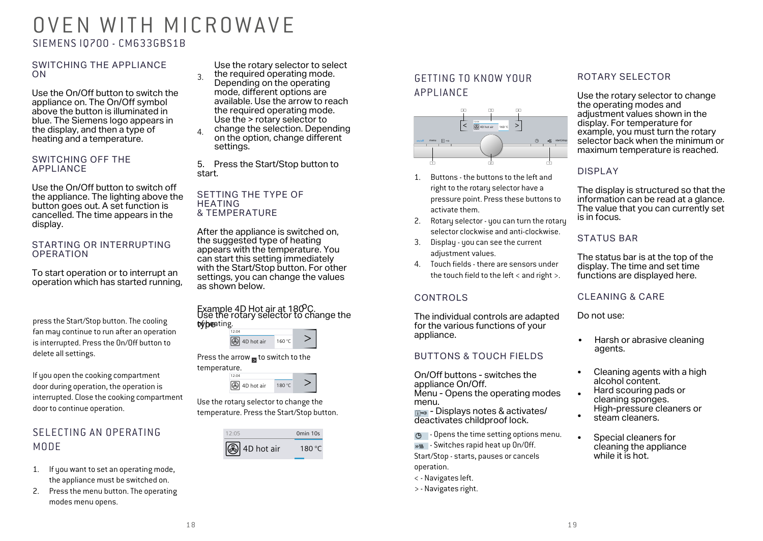# OVEN WITH MICROWAVE

SIEMENS IQ700 - CM633GBS1B

## SWITCHING THE APPLIANCE ON

Use the On/Off button to switch the appliance on. The On/Off symbol above the button is illuminated in blue. The Siemens logo appears in the display, and then a type of heating and a temperature.

## SWITCHING OFF THE APPLIANCE

Use the On/Off button to switch off the appliance. The lighting above the button goes out. A set function is cancelled. The time appears in the display.

## STARTING OR INTERRUPTING OPERATION

To start operation or to interrupt an operation which has started running,

press the Start/Stop button. The cooling fan may continue to run after an operation is interrupted. Press the On/Off button to delete all settings.

If you open the cooking compartment door during operation, the operation is interrupted. Close the cooking compartment door to continue operation.

## SELECTING AN OPERATING MODE

1. If you want to set an operating mode, the appliance must be switched on.
2. Press the menu button. The operating modes menu opens.
3. Use the rotary selector to select the required operating mode. Depending on the operating mode, different options are available. Use the arrow to reach the required operating mode.
4. Use the > rotary selector to change the selection. Depending on the option, change different settings.
5. Press the Start/Stop button to start.

## SETTING THE TYPE OF HEATING & TEMPERATURE

After the appliance is switched on, the suggested type of heating appears with the temperature. You can start this setting immediately with the Start/Stop button. For other settings, you can change the values as shown below.

Example 4D Hot air at 180°C.
Use the rotary selector to change the type of heating.

12:04
4D hot air 160 °C >

Press the arrow > to switch to the temperature.

12:04
4D hot air 180 °C >

Use the rotary selector to change the temperature. Press the Start/Stop button.

12:05 0min 10s
4D hot air 180 °C

## GETTING TO KNOW YOUR APPLIANCE

1. Buttons - the buttons to the left and right to the rotary selector have a pressure point. Press these buttons to activate them.
2. Rotary selector - you can turn the rotary selector clockwise and anti-clockwise.
3. Display - you can see the current adjustment values.
4. Touch fields - there are sensors under the touch field to the left < and right >.

## CONTROLS

The individual controls are adapted for the various functions of your appliance.

## BUTTONS & TOUCH FIELDS

On/Off buttons - switches the appliance On/Off.
Menu - Opens the operating modes menu.
- Displays notes & activates/deactivates childproof lock.
- Opens the time setting options menu.
- Switches rapid heat up On/Off.
Start/Stop - starts, pauses or cancels operation.
< - Navigates left.
> - Navigates right.

## ROTARY SELECTOR

Use the rotary selector to change the operating modes and adjustment values shown in the display. For temperature for example, you must turn the rotary selector back when the minimum or maximum temperature is reached.

## DISPLAY

The display is structured so that the information can be read at a glance. The value that you can currently set is in focus.

## STATUS BAR

The status bar is at the top of the display. The time and set time functions are displayed here.

## CLEANING & CARE

Do not use:

- Harsh or abrasive cleaning agents.
- Cleaning agents with a high alcohol content.
- Hard scouring pads or cleaning sponges.
- High-pressure cleaners or steam cleaners.
- Special cleaners for cleaning the appliance while it is hot.